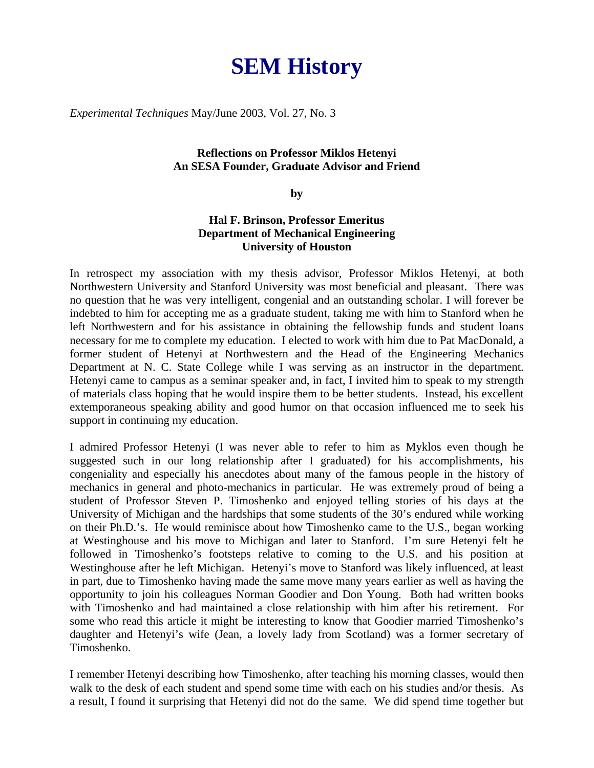# SEM History

*Experimental Techniques* May/June 2003, Vol. 27, No. 3

**Reflections on Professor Miklos Hetenyi**
**An SESA Founder, Graduate Advisor and Friend**

**by**

**Hal F. Brinson, Professor Emeritus**
**Department of Mechanical Engineering**
**University of Houston**

In retrospect my association with my thesis advisor, Professor Miklos Hetenyi, at both Northwestern University and Stanford University was most beneficial and pleasant. There was no question that he was very intelligent, congenial and an outstanding scholar. I will forever be indebted to him for accepting me as a graduate student, taking me with him to Stanford when he left Northwestern and for his assistance in obtaining the fellowship funds and student loans necessary for me to complete my education. I elected to work with him due to Pat MacDonald, a former student of Hetenyi at Northwestern and the Head of the Engineering Mechanics Department at N. C. State College while I was serving as an instructor in the department. Hetenyi came to campus as a seminar speaker and, in fact, I invited him to speak to my strength of materials class hoping that he would inspire them to be better students. Instead, his excellent extemporaneous speaking ability and good humor on that occasion influenced me to seek his support in continuing my education.

I admired Professor Hetenyi (I was never able to refer to him as Myklos even though he suggested such in our long relationship after I graduated) for his accomplishments, his congeniality and especially his anecdotes about many of the famous people in the history of mechanics in general and photo-mechanics in particular. He was extremely proud of being a student of Professor Steven P. Timoshenko and enjoyed telling stories of his days at the University of Michigan and the hardships that some students of the 30's endured while working on their Ph.D.'s. He would reminisce about how Timoshenko came to the U.S., began working at Westinghouse and his move to Michigan and later to Stanford. I'm sure Hetenyi felt he followed in Timoshenko's footsteps relative to coming to the U.S. and his position at Westinghouse after he left Michigan. Hetenyi's move to Stanford was likely influenced, at least in part, due to Timoshenko having made the same move many years earlier as well as having the opportunity to join his colleagues Norman Goodier and Don Young. Both had written books with Timoshenko and had maintained a close relationship with him after his retirement. For some who read this article it might be interesting to know that Goodier married Timoshenko's daughter and Hetenyi's wife (Jean, a lovely lady from Scotland) was a former secretary of Timoshenko.

I remember Hetenyi describing how Timoshenko, after teaching his morning classes, would then walk to the desk of each student and spend some time with each on his studies and/or thesis. As a result, I found it surprising that Hetenyi did not do the same. We did spend time together but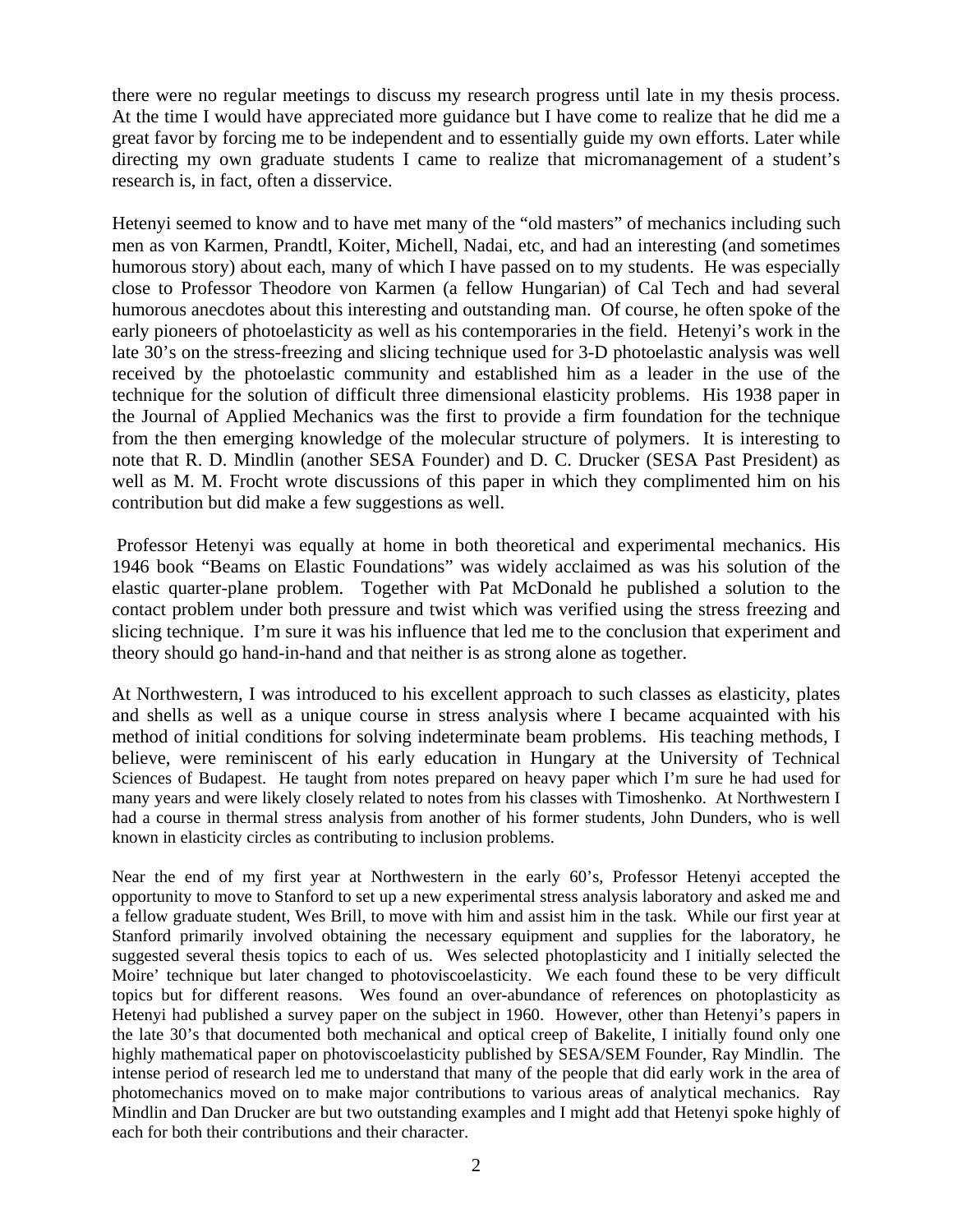there were no regular meetings to discuss my research progress until late in my thesis process. At the time I would have appreciated more guidance but I have come to realize that he did me a great favor by forcing me to be independent and to essentially guide my own efforts. Later while directing my own graduate students I came to realize that micromanagement of a student's research is, in fact, often a disservice.

Hetenyi seemed to know and to have met many of the "old masters" of mechanics including such men as von Karmen, Prandtl, Koiter, Michell, Nadai, etc, and had an interesting (and sometimes humorous story) about each, many of which I have passed on to my students. He was especially close to Professor Theodore von Karmen (a fellow Hungarian) of Cal Tech and had several humorous anecdotes about this interesting and outstanding man. Of course, he often spoke of the early pioneers of photoelasticity as well as his contemporaries in the field. Hetenyi's work in the late 30's on the stress-freezing and slicing technique used for 3-D photoelastic analysis was well received by the photoelastic community and established him as a leader in the use of the technique for the solution of difficult three dimensional elasticity problems. His 1938 paper in the Journal of Applied Mechanics was the first to provide a firm foundation for the technique from the then emerging knowledge of the molecular structure of polymers. It is interesting to note that R. D. Mindlin (another SESA Founder) and D. C. Drucker (SESA Past President) as well as M. M. Frocht wrote discussions of this paper in which they complimented him on his contribution but did make a few suggestions as well.

Professor Hetenyi was equally at home in both theoretical and experimental mechanics. His 1946 book "Beams on Elastic Foundations" was widely acclaimed as was his solution of the elastic quarter-plane problem. Together with Pat McDonald he published a solution to the contact problem under both pressure and twist which was verified using the stress freezing and slicing technique. I'm sure it was his influence that led me to the conclusion that experiment and theory should go hand-in-hand and that neither is as strong alone as together.

At Northwestern, I was introduced to his excellent approach to such classes as elasticity, plates and shells as well as a unique course in stress analysis where I became acquainted with his method of initial conditions for solving indeterminate beam problems. His teaching methods, I believe, were reminiscent of his early education in Hungary at the University of Technical Sciences of Budapest. He taught from notes prepared on heavy paper which I'm sure he had used for many years and were likely closely related to notes from his classes with Timoshenko. At Northwestern I had a course in thermal stress analysis from another of his former students, John Dunders, who is well known in elasticity circles as contributing to inclusion problems.

Near the end of my first year at Northwestern in the early 60's, Professor Hetenyi accepted the opportunity to move to Stanford to set up a new experimental stress analysis laboratory and asked me and a fellow graduate student, Wes Brill, to move with him and assist him in the task. While our first year at Stanford primarily involved obtaining the necessary equipment and supplies for the laboratory, he suggested several thesis topics to each of us. Wes selected photoplasticity and I initially selected the Moire' technique but later changed to photoviscoelasticity. We each found these to be very difficult topics but for different reasons. Wes found an over-abundance of references on photoplasticity as Hetenyi had published a survey paper on the subject in 1960. However, other than Hetenyi's papers in the late 30's that documented both mechanical and optical creep of Bakelite, I initially found only one highly mathematical paper on photoviscoelasticity published by SESA/SEM Founder, Ray Mindlin. The intense period of research led me to understand that many of the people that did early work in the area of photomechanics moved on to make major contributions to various areas of analytical mechanics. Ray Mindlin and Dan Drucker are but two outstanding examples and I might add that Hetenyi spoke highly of each for both their contributions and their character.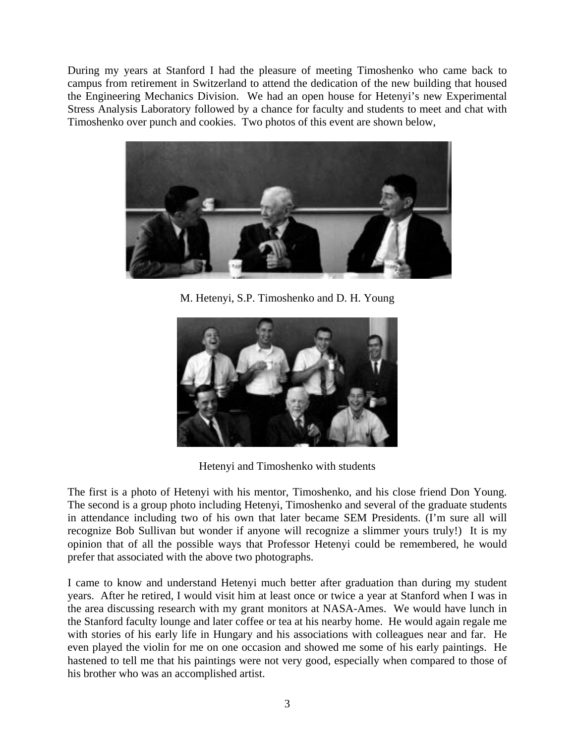During my years at Stanford I had the pleasure of meeting Timoshenko who came back to campus from retirement in Switzerland to attend the dedication of the new building that housed the Engineering Mechanics Division. We had an open house for Hetenyi's new Experimental Stress Analysis Laboratory followed by a chance for faculty and students to meet and chat with Timoshenko over punch and cookies. Two photos of this event are shown below,

M. Hetenyi, S.P. Timoshenko and D. H. Young

Hetenyi and Timoshenko with students

The first is a photo of Hetenyi with his mentor, Timoshenko, and his close friend Don Young. The second is a group photo including Hetenyi, Timoshenko and several of the graduate students in attendance including two of his own that later became SEM Presidents. (I'm sure all will recognize Bob Sullivan but wonder if anyone will recognize a slimmer yours truly!) It is my opinion that of all the possible ways that Professor Hetenyi could be remembered, he would prefer that associated with the above two photographs.

I came to know and understand Hetenyi much better after graduation than during my student years. After he retired, I would visit him at least once or twice a year at Stanford when I was in the area discussing research with my grant monitors at NASA-Ames. We would have lunch in the Stanford faculty lounge and later coffee or tea at his nearby home. He would again regale me with stories of his early life in Hungary and his associations with colleagues near and far. He even played the violin for me on one occasion and showed me some of his early paintings. He hastened to tell me that his paintings were not very good, especially when compared to those of his brother who was an accomplished artist.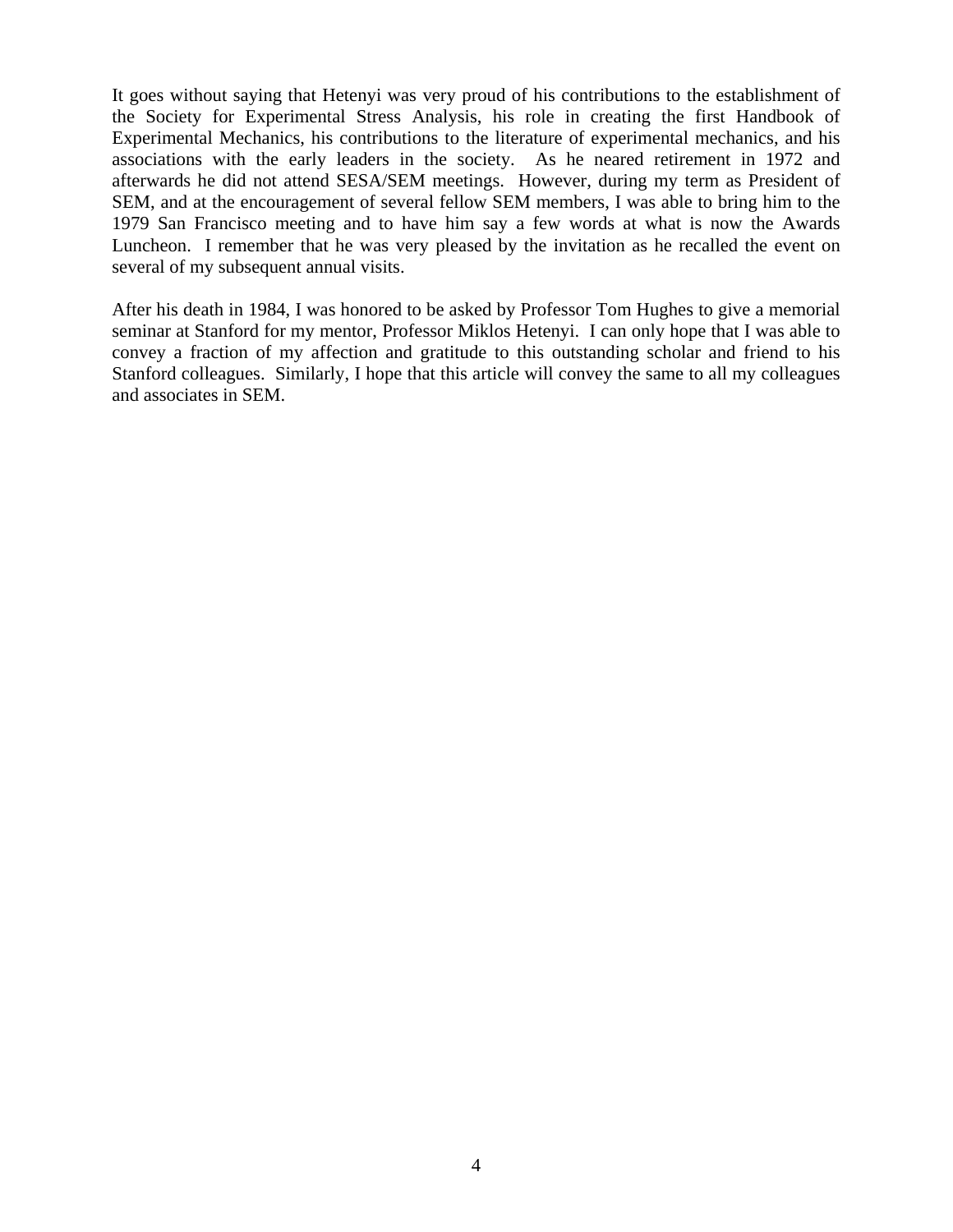It goes without saying that Hetenyi was very proud of his contributions to the establishment of the Society for Experimental Stress Analysis, his role in creating the first Handbook of Experimental Mechanics, his contributions to the literature of experimental mechanics, and his associations with the early leaders in the society. As he neared retirement in 1972 and afterwards he did not attend SESA/SEM meetings. However, during my term as President of SEM, and at the encouragement of several fellow SEM members, I was able to bring him to the 1979 San Francisco meeting and to have him say a few words at what is now the Awards Luncheon. I remember that he was very pleased by the invitation as he recalled the event on several of my subsequent annual visits.

After his death in 1984, I was honored to be asked by Professor Tom Hughes to give a memorial seminar at Stanford for my mentor, Professor Miklos Hetenyi. I can only hope that I was able to convey a fraction of my affection and gratitude to this outstanding scholar and friend to his Stanford colleagues. Similarly, I hope that this article will convey the same to all my colleagues and associates in SEM.